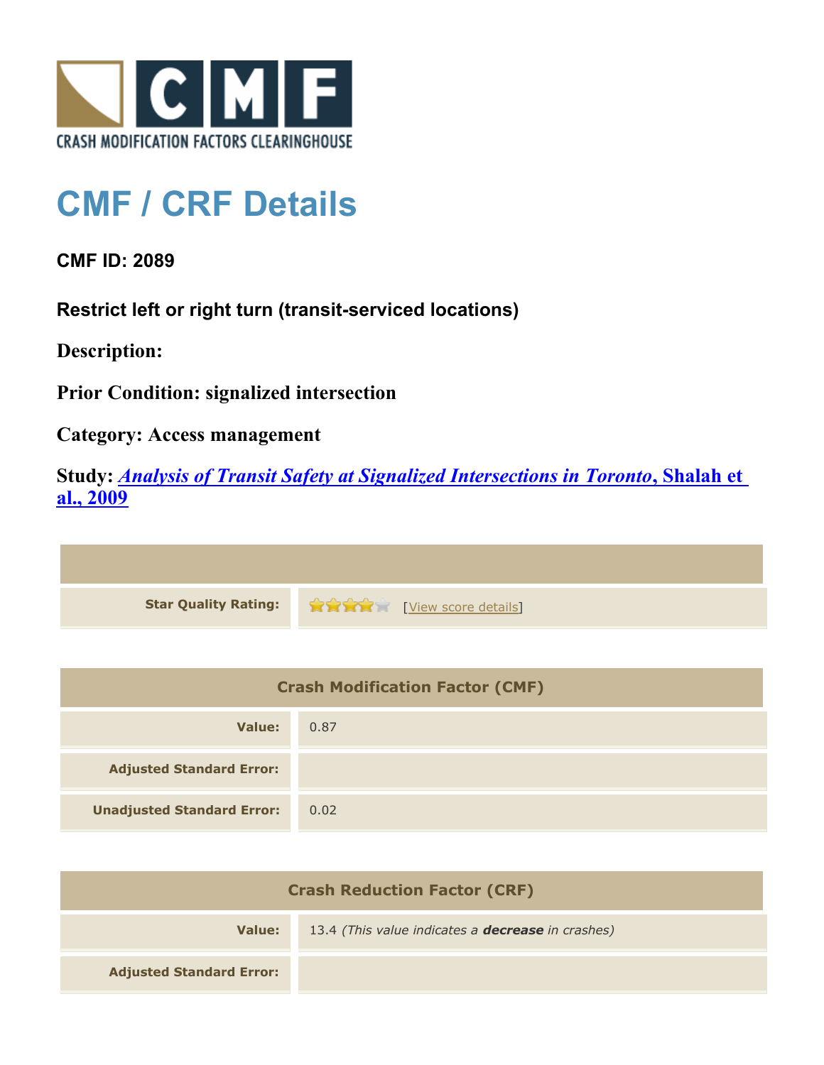CRASH MODIFICATION FACTORS CLEARINGHOUSE

# CMF / CRF Details

**CMF ID: 2089**

**Restrict left or right turn (transit-serviced locations)**

**Description:**

**Prior Condition: signalized intersection**

**Category: Access management**

**Study: *Analysis of Transit Safety at Signalized Intersections in Toronto*, Shalah et al., 2009**

| | |
|---|---|
| **Star Quality Rating:** | 4 stars [View score details] |

| Crash Modification Factor (CMF) | |
|---|---|
| **Value:** | 0.87 |
| **Adjusted Standard Error:** | |
| **Unadjusted Standard Error:** | 0.02 |

| Crash Reduction Factor (CRF) | |
|---|---|
| **Value:** | 13.4 *(This value indicates a **decrease** in crashes)* |
| **Adjusted Standard Error:** | |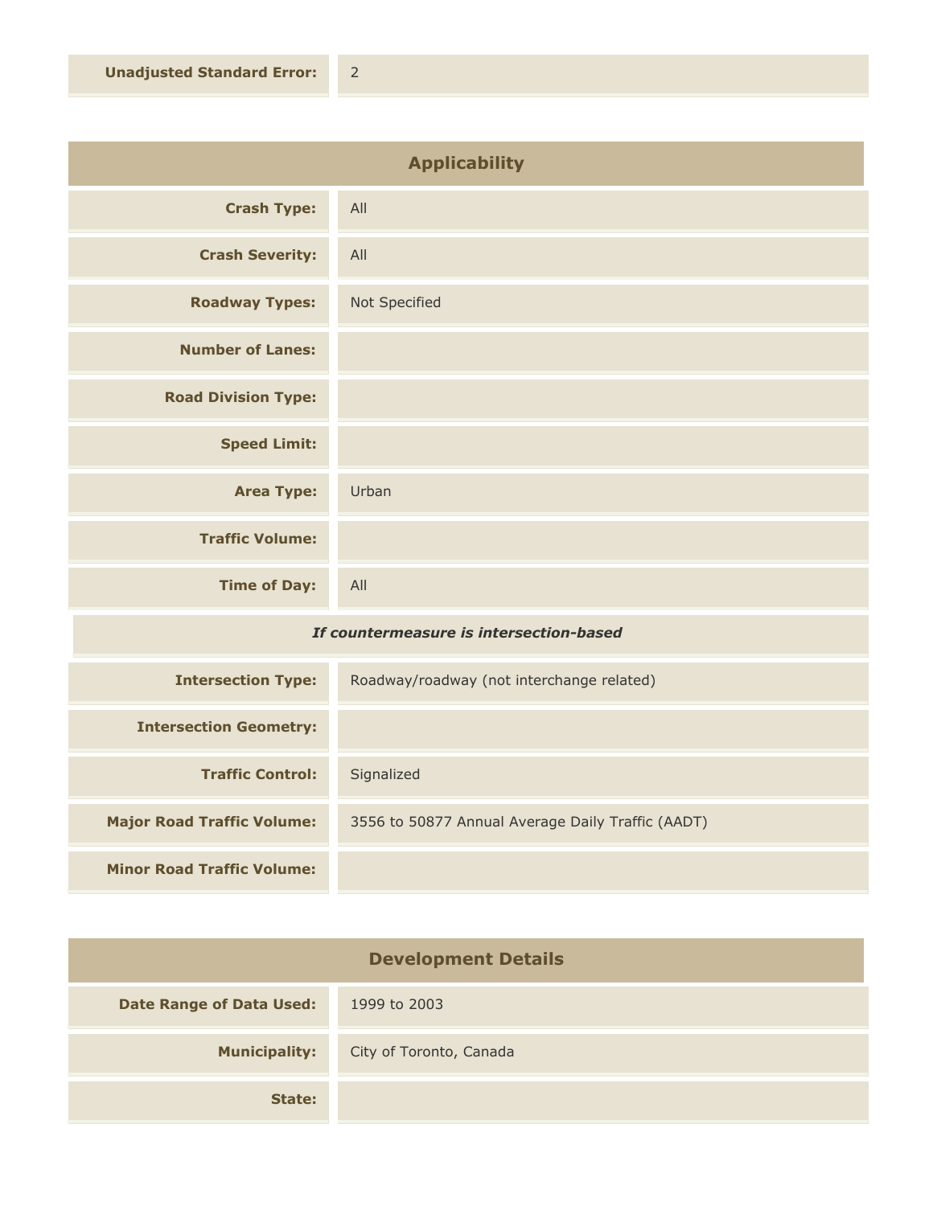| | |
|---|---|
| **Unadjusted Standard Error:** | 2 |

## Applicability

| | |
|---|---|
| **Crash Type:** | All |
| **Crash Severity:** | All |
| **Roadway Types:** | Not Specified |
| **Number of Lanes:** | |
| **Road Division Type:** | |
| **Speed Limit:** | |
| **Area Type:** | Urban |
| **Traffic Volume:** | |
| **Time of Day:** | All |

***If countermeasure is intersection-based***

| | |
|---|---|
| **Intersection Type:** | Roadway/roadway (not interchange related) |
| **Intersection Geometry:** | |
| **Traffic Control:** | Signalized |
| **Major Road Traffic Volume:** | 3556 to 50877 Annual Average Daily Traffic (AADT) |
| **Minor Road Traffic Volume:** | |

## Development Details

| | |
|---|---|
| **Date Range of Data Used:** | 1999 to 2003 |
| **Municipality:** | City of Toronto, Canada |
| **State:** | |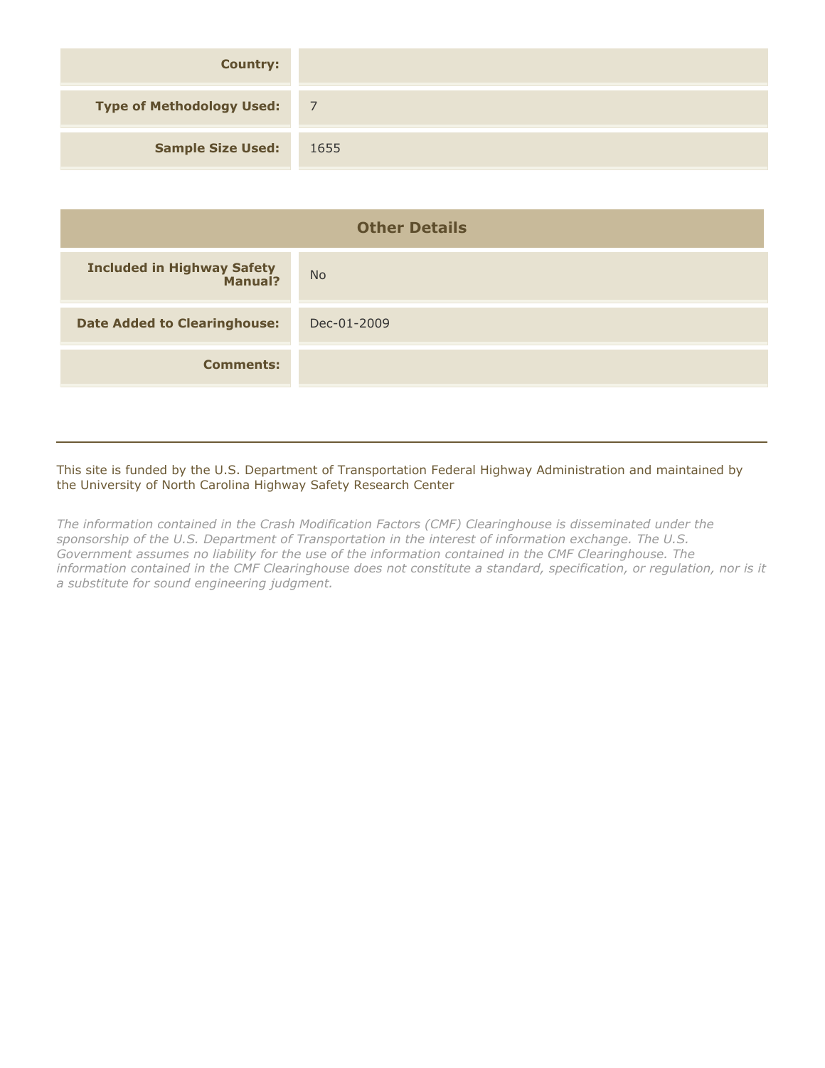| | |
|---|---|
| **Country:** | |
| **Type of Methodology Used:** | 7 |
| **Sample Size Used:** | 1655 |

| Other Details | |
|---|---|
| **Included in Highway Safety Manual?** | No |
| **Date Added to Clearinghouse:** | Dec-01-2009 |
| **Comments:** | |

---

This site is funded by the U.S. Department of Transportation Federal Highway Administration and maintained by the University of North Carolina Highway Safety Research Center

*The information contained in the Crash Modification Factors (CMF) Clearinghouse is disseminated under the sponsorship of the U.S. Department of Transportation in the interest of information exchange. The U.S. Government assumes no liability for the use of the information contained in the CMF Clearinghouse. The information contained in the CMF Clearinghouse does not constitute a standard, specification, or regulation, nor is it a substitute for sound engineering judgment.*